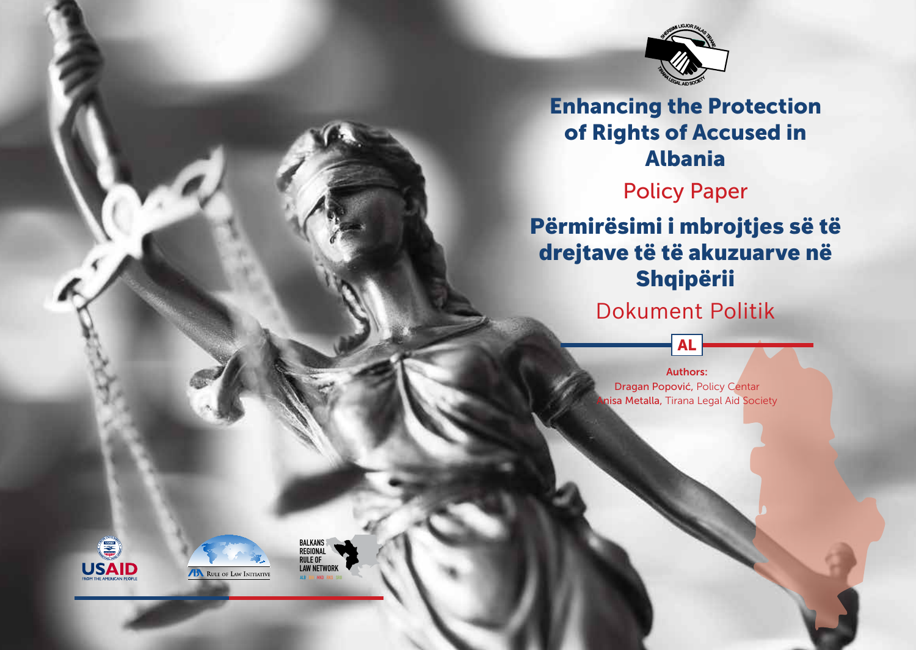# Enhancing the Protection of Rights of Accused in Albania

## Policy Paper

# Përmirësimi i mbrojtjes së të drejtave të të akuzuarve në Shqipërii

## Dokument Politik

**AL**

**Authors:**
**Dragan Popović,** Policy Centar
**Anisa Metalla,** Tirana Legal Aid Society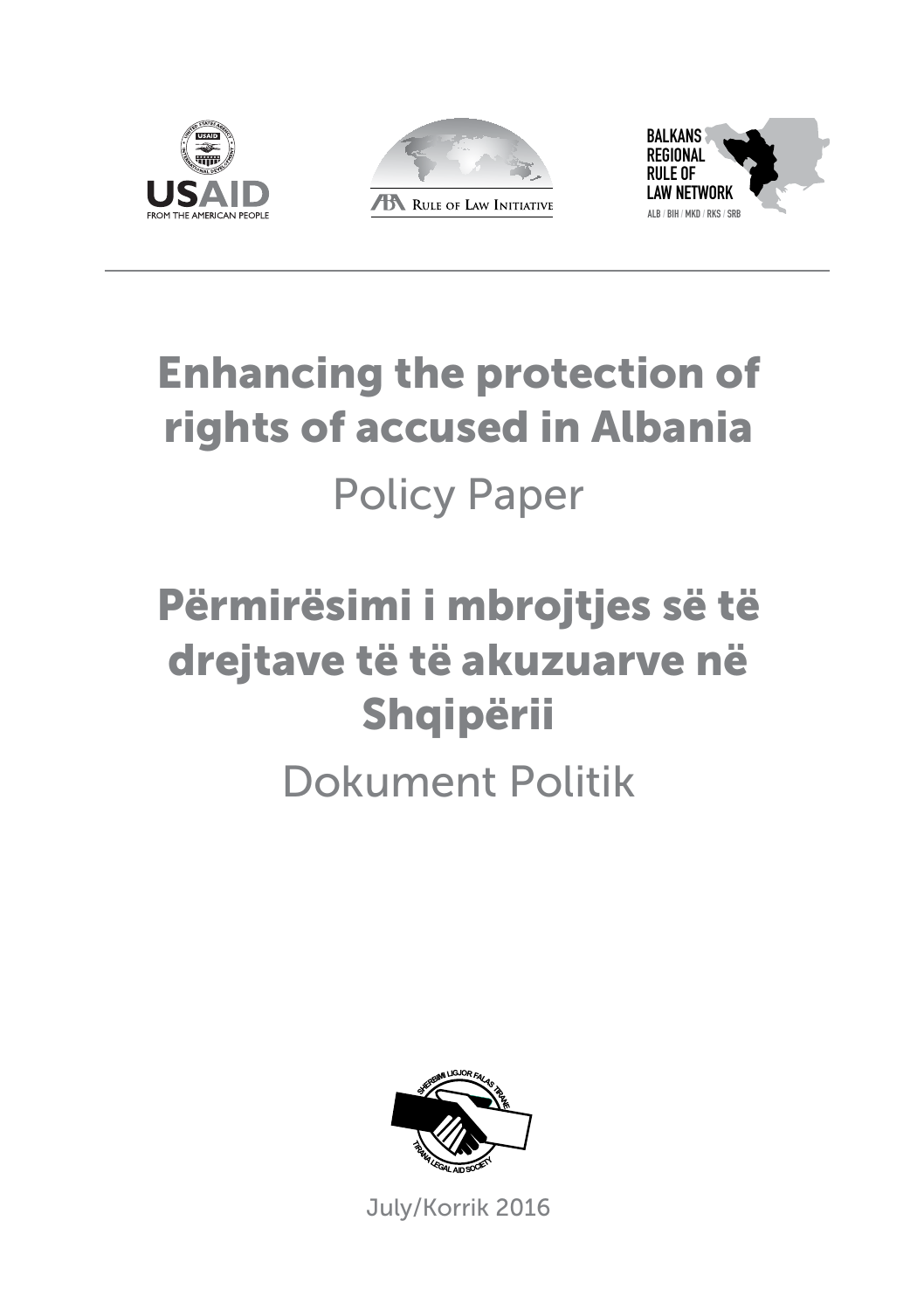USAID
FROM THE AMERICAN PEOPLE

ABA Rule of Law Initiative

BALKANS REGIONAL RULE OF LAW NETWORK
ALB / BIH / MKD / RKS / SRB

# Enhancing the protection of rights of accused in Albania

## Policy Paper

# Përmirësimi i mbrojtjes së të drejtave të të akuzuarve në Shqipërii

## Dokument Politik

SHERBIMI LIGJOR FALAS TIRANE
TIRANA LEGAL AID SOCIETY

July/Korrik 2016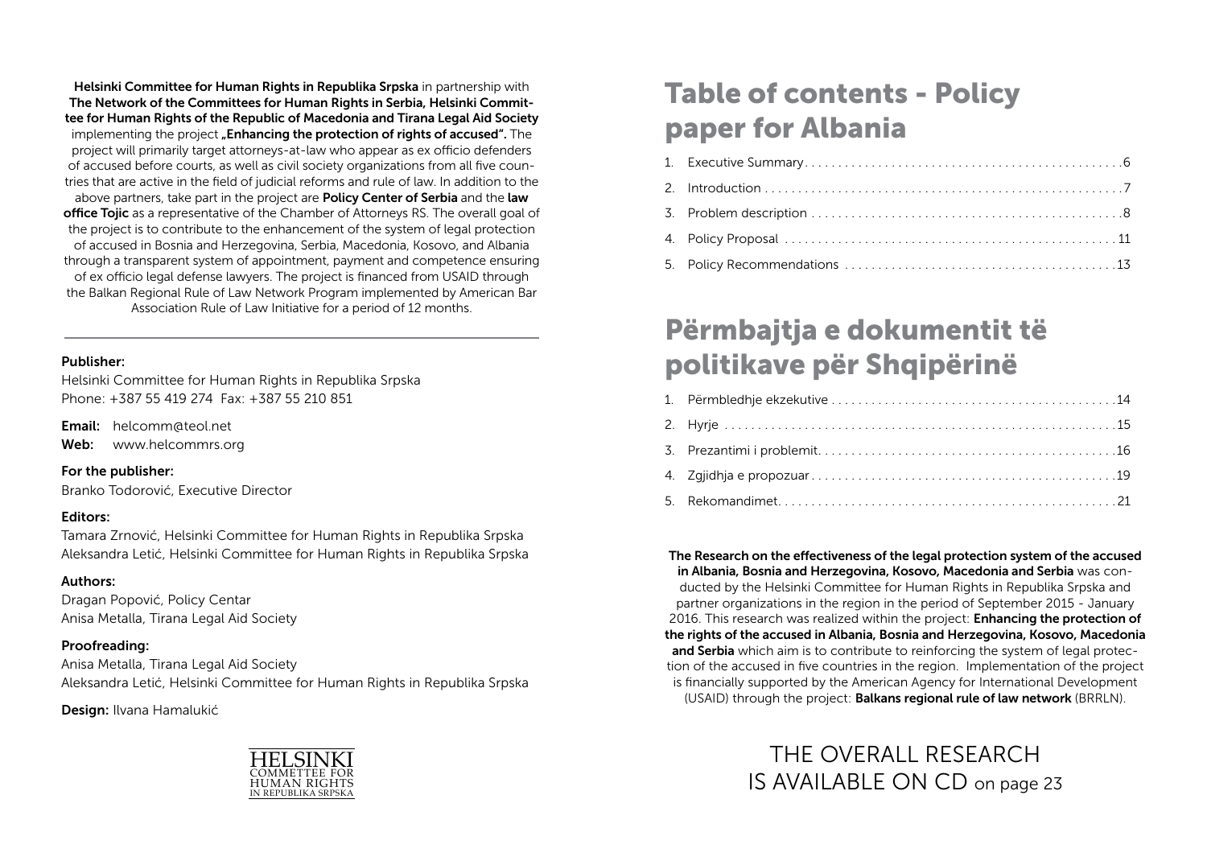**Helsinki Committee for Human Rights in Republika Srpska** in partnership with **The Network of the Committees for Human Rights in Serbia, Helsinki Committee for Human Rights of the Republic of Macedonia and Tirana Legal Aid Society** implementing the project **„Enhancing the protection of rights of accused"**. The project will primarily target attorneys-at-law who appear as ex officio defenders of accused before courts, as well as civil society organizations from all five countries that are active in the field of judicial reforms and rule of law. In addition to the above partners, take part in the project are **Policy Center of Serbia** and the **law office Tojic** as a representative of the Chamber of Attorneys RS. The overall goal of the project is to contribute to the enhancement of the system of legal protection of accused in Bosnia and Herzegovina, Serbia, Macedonia, Kosovo, and Albania through a transparent system of appointment, payment and competence ensuring of ex officio legal defense lawyers. The project is financed from USAID through the Balkan Regional Rule of Law Network Program implemented by American Bar Association Rule of Law Initiative for a period of 12 months.

---

**Publisher:**
Helsinki Committee for Human Rights in Republika Srpska
Phone: +387 55 419 274 Fax: +387 55 210 851

**Email:** helcomm@teol.net
**Web:** www.helcommrs.org

**For the publisher:**
Branko Todorović, Executive Director

**Editors:**
Tamara Zrnović, Helsinki Committee for Human Rights in Republika Srpska
Aleksandra Letić, Helsinki Committee for Human Rights in Republika Srpska

**Authors:**
Dragan Popović, Policy Centar
Anisa Metalla, Tirana Legal Aid Society

**Proofreading:**
Anisa Metalla, Tirana Legal Aid Society
Aleksandra Letić, Helsinki Committee for Human Rights in Republika Srpska

**Design:** Ilvana Hamalukić

HELSINKI COMMETTEE FOR HUMAN RIGHTS IN REPUBLIKA SRPSKA

# Table of contents - Policy paper for Albania

1. Executive Summary . . . . . . . . 6
2. Introduction . . . . . . . . 7
3. Problem description . . . . . . . . 8
4. Policy Proposal . . . . . . . . 11
5. Policy Recommendations . . . . . . . . 13

# Përmbajtja e dokumentit të politikave për Shqipërinë

1. Përmbledhje ekzekutive . . . . . . . . 14
2. Hyrje . . . . . . . . 15
3. Prezantimi i problemit . . . . . . . . 16
4. Zgjidhja e propozuar . . . . . . . . 19
5. Rekomandimet . . . . . . . . 21

**The Research on the effectiveness of the legal protection system of the accused in Albania, Bosnia and Herzegovina, Kosovo, Macedonia and Serbia** was conducted by the Helsinki Committee for Human Rights in Republika Srpska and partner organizations in the region in the period of September 2015 - January 2016. This research was realized within the project: **Enhancing the protection of the rights of the accused in Albania, Bosnia and Herzegovina, Kosovo, Macedonia and Serbia** which aim is to contribute to reinforcing the system of legal protection of the accused in five countries in the region. Implementation of the project is financially supported by the American Agency for International Development (USAID) through the project: **Balkans regional rule of law network** (BRRLN).

THE OVERALL RESEARCH IS AVAILABLE ON CD on page 23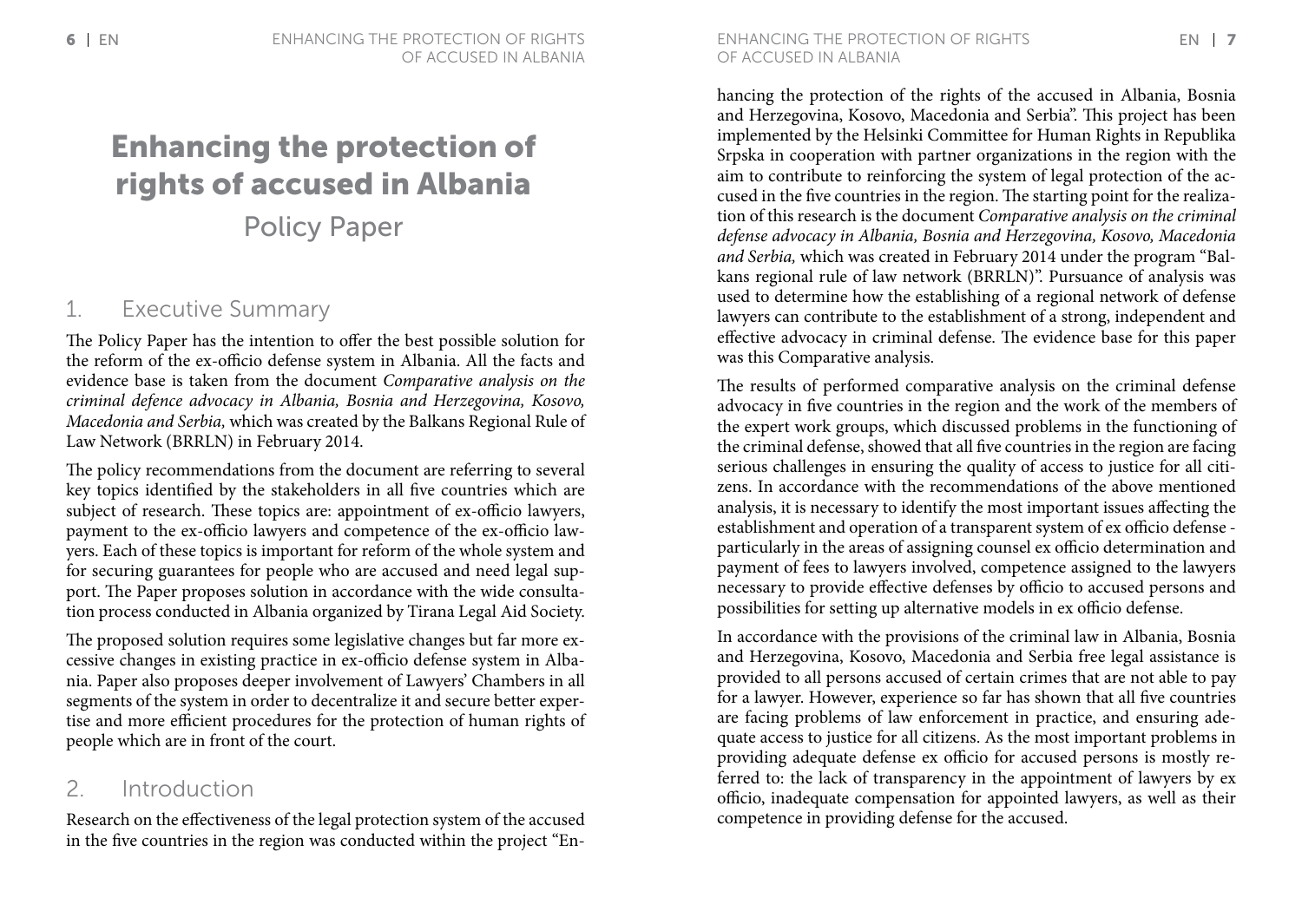# Enhancing the protection of rights of accused in Albania

## Policy Paper

## 1. Executive Summary

The Policy Paper has the intention to offer the best possible solution for the reform of the ex-officio defense system in Albania. All the facts and evidence base is taken from the document *Comparative analysis on the criminal defence advocacy in Albania, Bosnia and Herzegovina, Kosovo, Macedonia and Serbia,* which was created by the Balkans Regional Rule of Law Network (BRRLN) in February 2014.

The policy recommendations from the document are referring to several key topics identified by the stakeholders in all five countries which are subject of research. These topics are: appointment of ex-officio lawyers, payment to the ex-officio lawyers and competence of the ex-officio lawyers. Each of these topics is important for reform of the whole system and for securing guarantees for people who are accused and need legal support. The Paper proposes solution in accordance with the wide consultation process conducted in Albania organized by Tirana Legal Aid Society.

The proposed solution requires some legislative changes but far more excessive changes in existing practice in ex-officio defense system in Albania. Paper also proposes deeper involvement of Lawyers' Chambers in all segments of the system in order to decentralize it and secure better expertise and more efficient procedures for the protection of human rights of people which are in front of the court.

## 2. Introduction

Research on the effectiveness of the legal protection system of the accused in the five countries in the region was conducted within the project "Enhancing the protection of the rights of the accused in Albania, Bosnia and Herzegovina, Kosovo, Macedonia and Serbia". This project has been implemented by the Helsinki Committee for Human Rights in Republika Srpska in cooperation with partner organizations in the region with the aim to contribute to reinforcing the system of legal protection of the accused in the five countries in the region. The starting point for the realization of this research is the document *Comparative analysis on the criminal defense advocacy in Albania, Bosnia and Herzegovina, Kosovo, Macedonia and Serbia,* which was created in February 2014 under the program "Balkans regional rule of law network (BRRLN)". Pursuance of analysis was used to determine how the establishing of a regional network of defense lawyers can contribute to the establishment of a strong, independent and effective advocacy in criminal defense. The evidence base for this paper was this Comparative analysis.

The results of performed comparative analysis on the criminal defense advocacy in five countries in the region and the work of the members of the expert work groups, which discussed problems in the functioning of the criminal defense, showed that all five countries in the region are facing serious challenges in ensuring the quality of access to justice for all citizens. In accordance with the recommendations of the above mentioned analysis, it is necessary to identify the most important issues affecting the establishment and operation of a transparent system of ex officio defense - particularly in the areas of assigning counsel ex officio determination and payment of fees to lawyers involved, competence assigned to the lawyers necessary to provide effective defenses by officio to accused persons and possibilities for setting up alternative models in ex officio defense.

In accordance with the provisions of the criminal law in Albania, Bosnia and Herzegovina, Kosovo, Macedonia and Serbia free legal assistance is provided to all persons accused of certain crimes that are not able to pay for a lawyer. However, experience so far has shown that all five countries are facing problems of law enforcement in practice, and ensuring adequate access to justice for all citizens. As the most important problems in providing adequate defense ex officio for accused persons is mostly referred to: the lack of transparency in the appointment of lawyers by ex officio, inadequate compensation for appointed lawyers, as well as their competence in providing defense for the accused.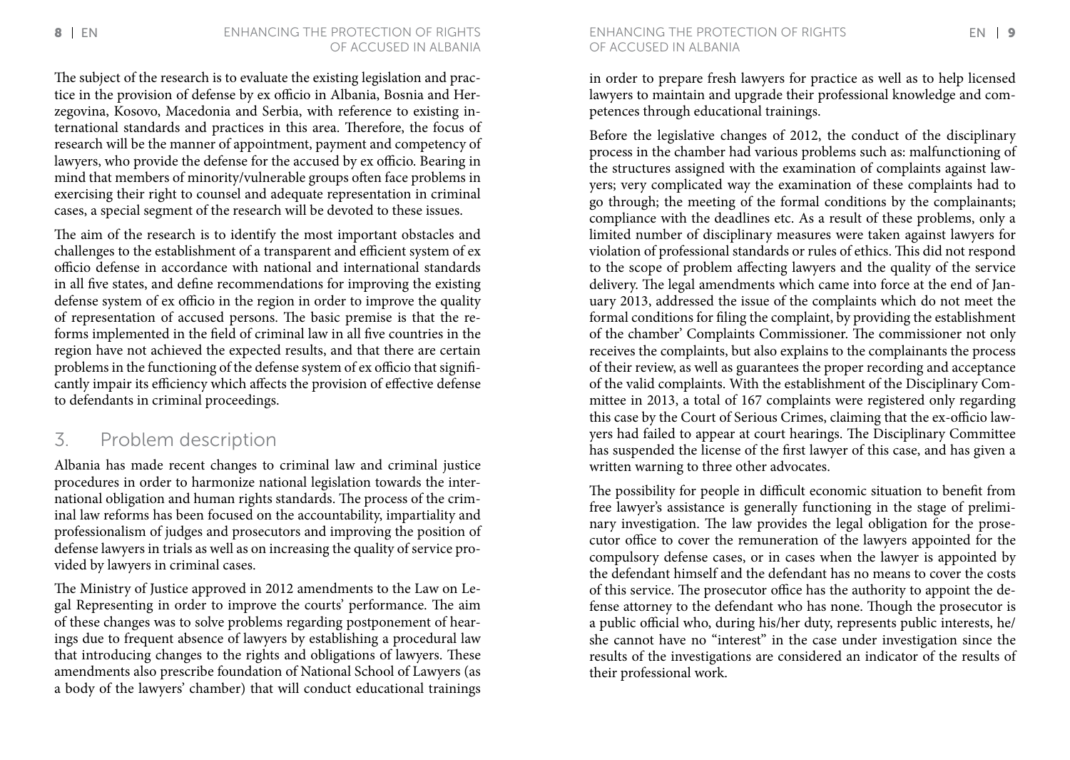The subject of the research is to evaluate the existing legislation and practice in the provision of defense by ex officio in Albania, Bosnia and Herzegovina, Kosovo, Macedonia and Serbia, with reference to existing international standards and practices in this area. Therefore, the focus of research will be the manner of appointment, payment and competency of lawyers, who provide the defense for the accused by ex officio. Bearing in mind that members of minority/vulnerable groups often face problems in exercising their right to counsel and adequate representation in criminal cases, a special segment of the research will be devoted to these issues.

The aim of the research is to identify the most important obstacles and challenges to the establishment of a transparent and efficient system of ex officio defense in accordance with national and international standards in all five states, and define recommendations for improving the existing defense system of ex officio in the region in order to improve the quality of representation of accused persons. The basic premise is that the reforms implemented in the field of criminal law in all five countries in the region have not achieved the expected results, and that there are certain problems in the functioning of the defense system of ex officio that significantly impair its efficiency which affects the provision of effective defense to defendants in criminal proceedings.

## 3. Problem description

Albania has made recent changes to criminal law and criminal justice procedures in order to harmonize national legislation towards the international obligation and human rights standards. The process of the criminal law reforms has been focused on the accountability, impartiality and professionalism of judges and prosecutors and improving the position of defense lawyers in trials as well as on increasing the quality of service provided by lawyers in criminal cases.

The Ministry of Justice approved in 2012 amendments to the Law on Legal Representing in order to improve the courts' performance. The aim of these changes was to solve problems regarding postponement of hearings due to frequent absence of lawyers by establishing a procedural law that introducing changes to the rights and obligations of lawyers. These amendments also prescribe foundation of National School of Lawyers (as a body of the lawyers' chamber) that will conduct educational trainings in order to prepare fresh lawyers for practice as well as to help licensed lawyers to maintain and upgrade their professional knowledge and competences through educational trainings.

Before the legislative changes of 2012, the conduct of the disciplinary process in the chamber had various problems such as: malfunctioning of the structures assigned with the examination of complaints against lawyers; very complicated way the examination of these complaints had to go through; the meeting of the formal conditions by the complainants; compliance with the deadlines etc. As a result of these problems, only a limited number of disciplinary measures were taken against lawyers for violation of professional standards or rules of ethics. This did not respond to the scope of problem affecting lawyers and the quality of the service delivery. The legal amendments which came into force at the end of January 2013, addressed the issue of the complaints which do not meet the formal conditions for filing the complaint, by providing the establishment of the chamber' Complaints Commissioner. The commissioner not only receives the complaints, but also explains to the complainants the process of their review, as well as guarantees the proper recording and acceptance of the valid complaints. With the establishment of the Disciplinary Committee in 2013, a total of 167 complaints were registered only regarding this case by the Court of Serious Crimes, claiming that the ex-officio lawyers had failed to appear at court hearings. The Disciplinary Committee has suspended the license of the first lawyer of this case, and has given a written warning to three other advocates.

The possibility for people in difficult economic situation to benefit from free lawyer's assistance is generally functioning in the stage of preliminary investigation. The law provides the legal obligation for the prosecutor office to cover the remuneration of the lawyers appointed for the compulsory defense cases, or in cases when the lawyer is appointed by the defendant himself and the defendant has no means to cover the costs of this service. The prosecutor office has the authority to appoint the defense attorney to the defendant who has none. Though the prosecutor is a public official who, during his/her duty, represents public interests, he/she cannot have no "interest" in the case under investigation since the results of the investigations are considered an indicator of the results of their professional work.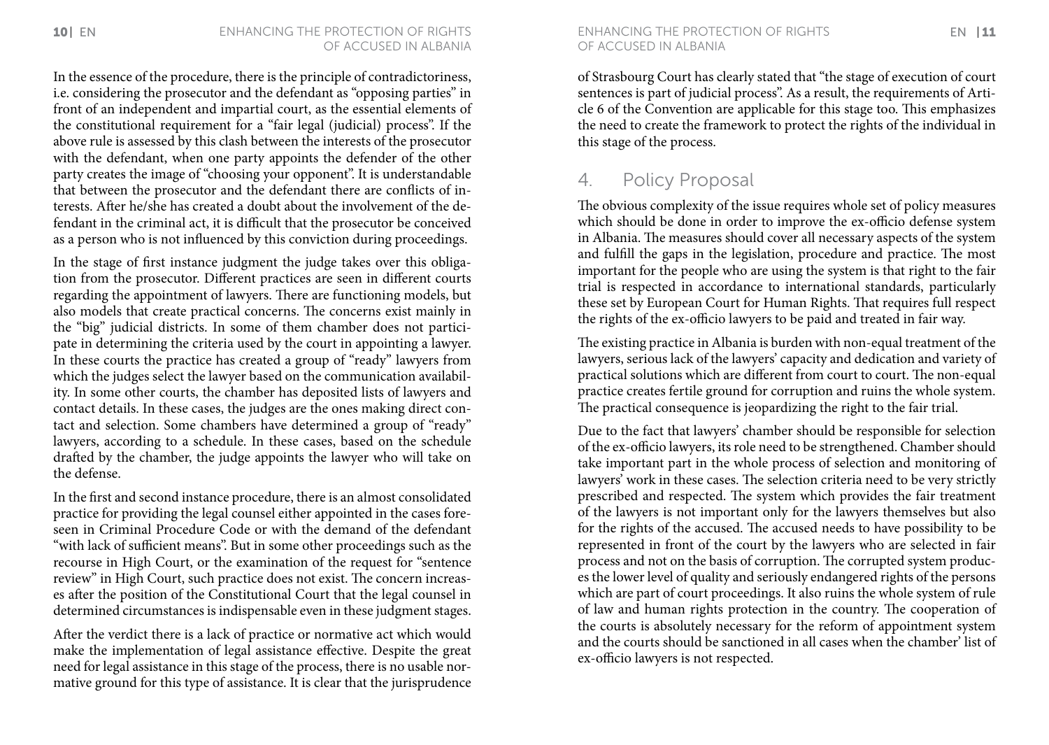In the essence of the procedure, there is the principle of contradictoriness, i.e. considering the prosecutor and the defendant as "opposing parties" in front of an independent and impartial court, as the essential elements of the constitutional requirement for a "fair legal (judicial) process". If the above rule is assessed by this clash between the interests of the prosecutor with the defendant, when one party appoints the defender of the other party creates the image of "choosing your opponent". It is understandable that between the prosecutor and the defendant there are conflicts of interests. After he/she has created a doubt about the involvement of the defendant in the criminal act, it is difficult that the prosecutor be conceived as a person who is not influenced by this conviction during proceedings.

In the stage of first instance judgment the judge takes over this obligation from the prosecutor. Different practices are seen in different courts regarding the appointment of lawyers. There are functioning models, but also models that create practical concerns. The concerns exist mainly in the "big" judicial districts. In some of them chamber does not participate in determining the criteria used by the court in appointing a lawyer. In these courts the practice has created a group of "ready" lawyers from which the judges select the lawyer based on the communication availability. In some other courts, the chamber has deposited lists of lawyers and contact details. In these cases, the judges are the ones making direct contact and selection. Some chambers have determined a group of "ready" lawyers, according to a schedule. In these cases, based on the schedule drafted by the chamber, the judge appoints the lawyer who will take on the defense.

In the first and second instance procedure, there is an almost consolidated practice for providing the legal counsel either appointed in the cases foreseen in Criminal Procedure Code or with the demand of the defendant "with lack of sufficient means". But in some other proceedings such as the recourse in High Court, or the examination of the request for "sentence review" in High Court, such practice does not exist. The concern increases after the position of the Constitutional Court that the legal counsel in determined circumstances is indispensable even in these judgment stages.

After the verdict there is a lack of practice or normative act which would make the implementation of legal assistance effective. Despite the great need for legal assistance in this stage of the process, there is no usable normative ground for this type of assistance. It is clear that the jurisprudence of Strasbourg Court has clearly stated that "the stage of execution of court sentences is part of judicial process". As a result, the requirements of Article 6 of the Convention are applicable for this stage too. This emphasizes the need to create the framework to protect the rights of the individual in this stage of the process.

## 4. Policy Proposal

The obvious complexity of the issue requires whole set of policy measures which should be done in order to improve the ex-officio defense system in Albania. The measures should cover all necessary aspects of the system and fulfill the gaps in the legislation, procedure and practice. The most important for the people who are using the system is that right to the fair trial is respected in accordance to international standards, particularly these set by European Court for Human Rights. That requires full respect the rights of the ex-officio lawyers to be paid and treated in fair way.

The existing practice in Albania is burden with non-equal treatment of the lawyers, serious lack of the lawyers' capacity and dedication and variety of practical solutions which are different from court to court. The non-equal practice creates fertile ground for corruption and ruins the whole system. The practical consequence is jeopardizing the right to the fair trial.

Due to the fact that lawyers' chamber should be responsible for selection of the ex-officio lawyers, its role need to be strengthened. Chamber should take important part in the whole process of selection and monitoring of lawyers' work in these cases. The selection criteria need to be very strictly prescribed and respected. The system which provides the fair treatment of the lawyers is not important only for the lawyers themselves but also for the rights of the accused. The accused needs to have possibility to be represented in front of the court by the lawyers who are selected in fair process and not on the basis of corruption. The corrupted system produces the lower level of quality and seriously endangered rights of the persons which are part of court proceedings. It also ruins the whole system of rule of law and human rights protection in the country. The cooperation of the courts is absolutely necessary for the reform of appointment system and the courts should be sanctioned in all cases when the chamber' list of ex-officio lawyers is not respected.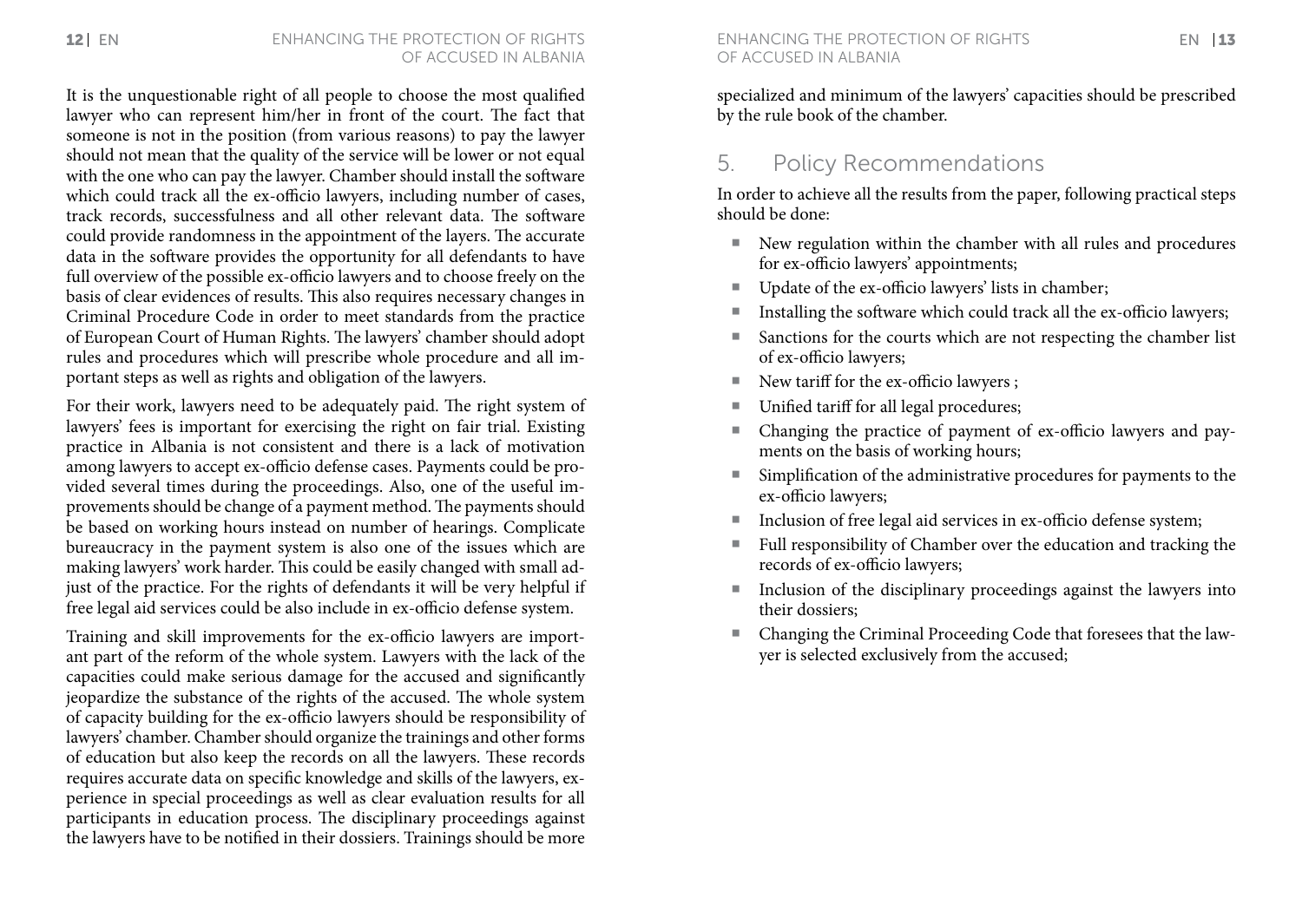It is the unquestionable right of all people to choose the most qualified lawyer who can represent him/her in front of the court. The fact that someone is not in the position (from various reasons) to pay the lawyer should not mean that the quality of the service will be lower or not equal with the one who can pay the lawyer. Chamber should install the software which could track all the ex-officio lawyers, including number of cases, track records, successfulness and all other relevant data. The software could provide randomness in the appointment of the layers. The accurate data in the software provides the opportunity for all defendants to have full overview of the possible ex-officio lawyers and to choose freely on the basis of clear evidences of results. This also requires necessary changes in Criminal Procedure Code in order to meet standards from the practice of European Court of Human Rights. The lawyers' chamber should adopt rules and procedures which will prescribe whole procedure and all important steps as well as rights and obligation of the lawyers.

For their work, lawyers need to be adequately paid. The right system of lawyers' fees is important for exercising the right on fair trial. Existing practice in Albania is not consistent and there is a lack of motivation among lawyers to accept ex-officio defense cases. Payments could be provided several times during the proceedings. Also, one of the useful improvements should be change of a payment method. The payments should be based on working hours instead on number of hearings. Complicate bureaucracy in the payment system is also one of the issues which are making lawyers' work harder. This could be easily changed with small adjust of the practice. For the rights of defendants it will be very helpful if free legal aid services could be also include in ex-officio defense system.

Training and skill improvements for the ex-officio lawyers are important part of the reform of the whole system. Lawyers with the lack of the capacities could make serious damage for the accused and significantly jeopardize the substance of the rights of the accused. The whole system of capacity building for the ex-officio lawyers should be responsibility of lawyers' chamber. Chamber should organize the trainings and other forms of education but also keep the records on all the lawyers. These records requires accurate data on specific knowledge and skills of the lawyers, experience in special proceedings as well as clear evaluation results for all participants in education process. The disciplinary proceedings against the lawyers have to be notified in their dossiers. Trainings should be more specialized and minimum of the lawyers' capacities should be prescribed by the rule book of the chamber.

## 5. Policy Recommendations

In order to achieve all the results from the paper, following practical steps should be done:

- New regulation within the chamber with all rules and procedures for ex-officio lawyers' appointments;
- Update of the ex-officio lawyers' lists in chamber;
- Installing the software which could track all the ex-officio lawyers;
- Sanctions for the courts which are not respecting the chamber list of ex-officio lawyers;
- New tariff for the ex-officio lawyers ;
- Unified tariff for all legal procedures;
- Changing the practice of payment of ex-officio lawyers and payments on the basis of working hours;
- Simplification of the administrative procedures for payments to the ex-officio lawyers;
- Inclusion of free legal aid services in ex-officio defense system;
- Full responsibility of Chamber over the education and tracking the records of ex-officio lawyers;
- Inclusion of the disciplinary proceedings against the lawyers into their dossiers;
- Changing the Criminal Proceeding Code that foresees that the lawyer is selected exclusively from the accused;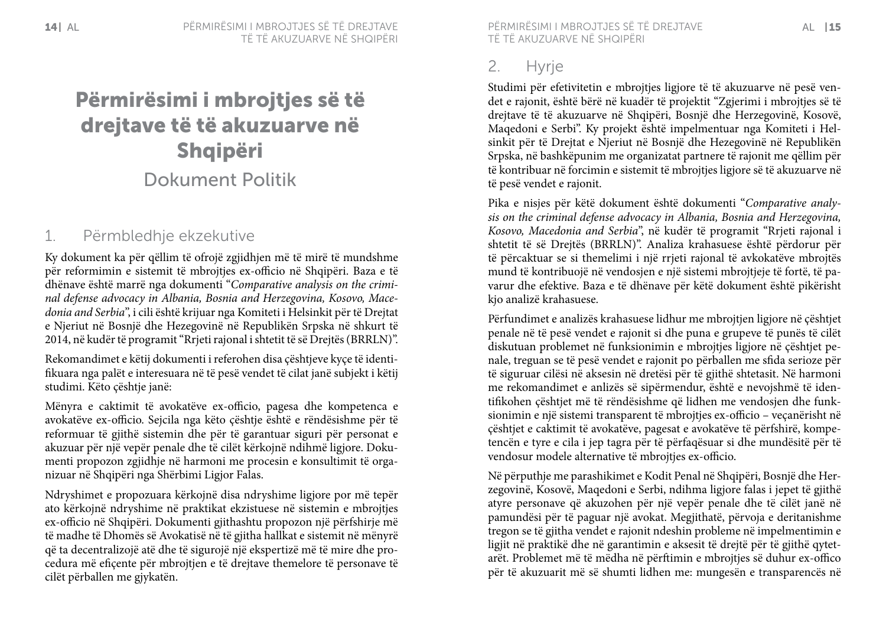# Përmirësimi i mbrojtjes së të drejtave të të akuzuarve në Shqipëri

## Dokument Politik

## 1. Përmbledhje ekzekutive

Ky dokument ka për qëllim të ofrojë zgjidhjen më të mirë të mundshme për reformimin e sistemit të mbrojtjes ex-officio në Shqipëri. Baza e të dhënave është marrë nga dokumenti "*Comparative analysis on the criminal defense advocacy in Albania, Bosnia and Herzegovina, Kosovo, Macedonia and Serbia*", i cili është krijuar nga Komiteti i Helsinkit për të Drejtat e Njeriut në Bosnjë dhe Hezegovinë në Republikën Srpska në shkurt të 2014, në kudër të programit "Rrjeti rajonal i shtetit të së Drejtës (BRRLN)".

Rekomandimet e këtij dokumenti i referohen disa çështjeve kyçe të identifikuara nga palët e interesuara në të pesë vendet të cilat janë subjekt i këtij studimi. Këto çështje janë:

Mënyra e caktimit të avokatëve ex-officio, pagesa dhe kompetenca e avokatëve ex-officio. Sejcila nga këto çështje është e rëndësishme për të reformuar të gjithë sistemin dhe për të garantuar siguri për personat e akuzuar për një vepër penale dhe të cilët kërkojnë ndihmë ligjore. Dokumenti propozon zgjidhje në harmoni me procesin e konsultimit të organizuar në Shqipëri nga Shërbimi Ligjor Falas.

Ndryshimet e propozuara kërkojnë disa ndryshime ligjore por më tepër ato kërkojnë ndryshime në praktikat ekzistuese në sistemin e mbrojtjes ex-officio në Shqipëri. Dokumenti gjithashtu propozon një përfshirje më të madhe të Dhomës së Avokatisë në të gjitha hallkat e sistemit në mënyrë që ta decentralizojë atë dhe të sigurojë një ekspertizë më të mire dhe procedura më efiçente për mbrojtjen e të drejtave themelore të personave të cilët përballen me gjykatën.

## 2. Hyrje

Studimi për efetivitetin e mbrojtjes ligjore të të akuzuarve në pesë vendet e rajonit, është bërë në kuadër të projektit "Zgjerimi i mbrojtjes së të drejtave të të akuzuarve në Shqipëri, Bosnjë dhe Herzegovinë, Kosovë, Maqedoni e Serbi". Ky projekt është impelmentuar nga Komiteti i Helsinkit për të Drejtat e Njeriut në Bosnjë dhe Hezegovinë në Republikën Srpska, në bashkëpunim me organizatat partnere të rajonit me qëllim për të kontribuar në forcimin e sistemit të mbrojtjes ligjore së të akuzuarve në të pesë vendet e rajonit.

Pika e nisjes për këtë dokument është dokumenti "*Comparative analysis on the criminal defense advocacy in Albania, Bosnia and Herzegovina, Kosovo, Macedonia and Serbia*", në kudër të programit "Rrjeti rajonal i shtetit të së Drejtës (BRRLN)". Analiza krahasuese është përdorur për të përcaktuar se si themelimi i një rrjeti rajonal të avkokatëve mbrojtës mund të kontribuojë në vendosjen e një sistemi mbrojtjeje të fortë, të pavarur dhe efektive. Baza e të dhënave për këtë dokument është pikërisht kjo analizë krahasuese.

Përfundimet e analizës krahasuese lidhur me mbrojtjen ligjore në çështjet penale në të pesë vendet e rajonit si dhe puna e grupeve të punës të cilët diskutuan problemet në funksionimin e mbrojtjes ligjore në çështjet penale, treguan se të pesë vendet e rajonit po përballen me sfida serioze për të siguruar cilësi në aksesin në dretësi për të gjithë shtetasit. Në harmoni me rekomandimet e anlizës së sipërmendur, është e nevojshmë të identifikohen çështjet më të rëndësishme që lidhen me vendosjen dhe funksionimin e një sistemi transparent të mbrojtjes ex-officio – veçanërisht në çështjet e caktimit të avokatëve, pagesat e avokatëve të përfshirë, kompetencën e tyre e cila i jep tagra për të përfaqësuar si dhe mundësitë për të vendosur modele alternative të mbrojtjes ex-officio.

Në përputhje me parashikimet e Kodit Penal në Shqipëri, Bosnjë dhe Herzegovinë, Kosovë, Maqedoni e Serbi, ndihma ligjore falas i jepet të gjithë atyre personave që akuzohen për një vepër penale dhe të cilët janë në pamundësi për të paguar një avokat. Megjithatë, përvoja e deritanishme tregon se të gjitha vendet e rajonit ndeshin probleme në impelmentimin e ligjit në praktikë dhe në garantimin e aksesit të drejtë për të gjithë qytetarët. Problemet më të mëdha në përftimin e mbrojtjes së duhur ex-offico për të akuzuarit më së shumti lidhen me: mungesën e transparencës në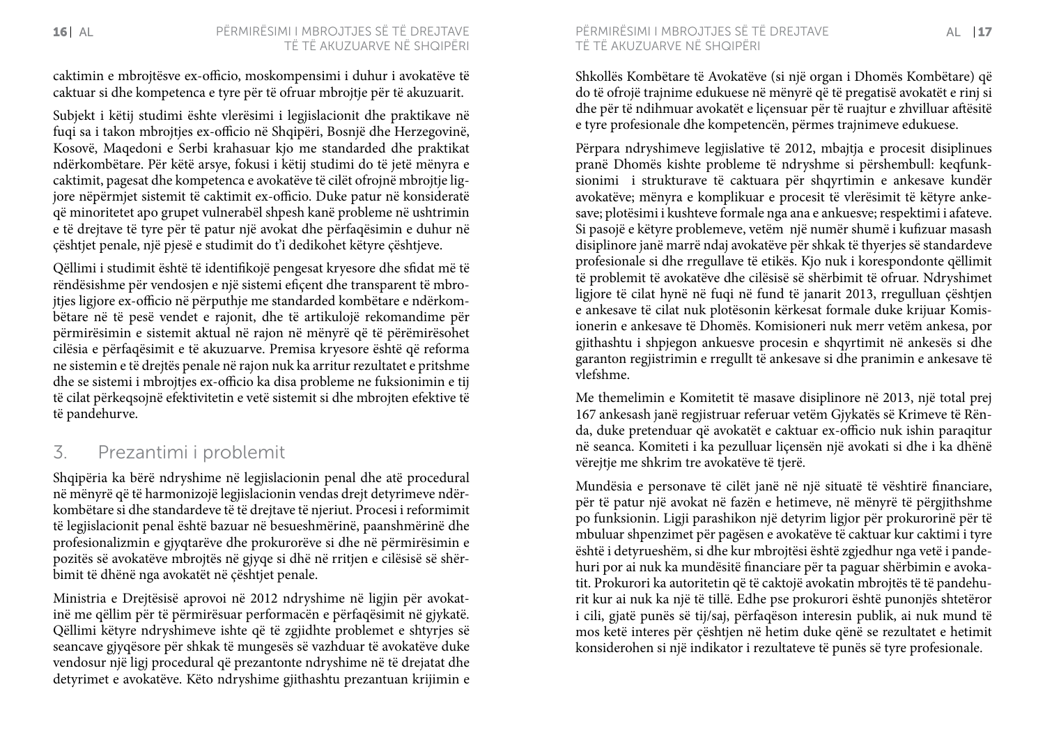caktimin e mbrojtësve ex-officio, moskompensimi i duhur i avokatëve të caktuar si dhe kompetenca e tyre për të ofruar mbrojtje për të akuzuarit.

Subjekt i këtij studimi është vlerësimi i legjislacionit dhe praktikave në fuqi sa i takon mbrojtjes ex-officio në Shqipëri, Bosnjë dhe Herzegovinë, Kosovë, Maqedoni e Serbi krahasuar kjo me standarded dhe praktikat ndërkombëtare. Për këtë arsye, fokusi i këtij studimi do të jetë mënyra e caktimit, pagesat dhe kompetenca e avokatëve të cilët ofrojnë mbrojtje ligjore nëpërmjet sistemit të caktimit ex-officio. Duke patur në konsideratë që minoritetet apo grupet vulnerabël shpesh kanë probleme në ushtrimin e të drejtave të tyre për të patur një avokat dhe përfaqësimin e duhur në çështjet penale, një pjesë e studimit do t'i dedikohet këtyre çështjeve.

Qëllimi i studimit është të identifikojë pengesat kryesore dhe sfidat më të rëndësishme për vendosjen e një sistemi efiçent dhe transparent të mbrojtjes ligjore ex-officio në përputhje me standarded kombëtare e ndërkombëtare në të pesë vendet e rajonit, dhe të artikulojë rekomandime për përmirësimin e sistemit aktual në rajon në mënyrë që të përëmirësohet cilësia e përfaqësimit e të akuzuarve. Premisa kryesore është që reforma ne sistemin e të drejtës penale në rajon nuk ka arritur rezultatet e pritshme dhe se sistemi i mbrojtjes ex-officio ka disa probleme ne fuksionimin e tij të cilat përkeqsojnë efektivitetin e vetë sistemit si dhe mbrojten efektive të të pandehurve.

## 3. Prezantimi i problemit

Shqipëria ka bërë ndryshime në legjislacionin penal dhe atë procedural në mënyrë që të harmonizojë legjislacionin vendas drejt detyrimeve ndërkombëtare si dhe standardeve të të drejtave të njeriut. Procesi i reformimit të legjislacionit penal është bazuar në besueshmërinë, paanshmërinë dhe profesionalizmin e gjyqtarëve dhe prokurorëve si dhe në përmirësimin e pozitës së avokatëve mbrojtës në gjyqe si dhë në rritjen e cilësisë së shërbimit të dhënë nga avokatët në çështjet penale.

Ministria e Drejtësisë aprovoi në 2012 ndryshime në ligjin për avokatinë me qëllim për të përmirësuar performacën e përfaqësimit në gjykatë. Qëllimi këtyre ndryshimeve ishte që të zgjidhte problemet e shtyrjes së seancave gjyqësore për shkak të mungesës së vazhduar të avokatëve duke vendosur një ligj procedural që prezantonte ndryshime në të drejatat dhe detyrimet e avokatëve. Këto ndryshime gjithashtu prezantuan krijimin e Shkollës Kombëtare të Avokatëve (si një organ i Dhomës Kombëtare) që do të ofrojë trajnime edukuese në mënyrë që të pregatisë avokatët e rinj si dhe për të ndihmuar avokatët e liçensuar për të ruajtur e zhvilluar aftësitë e tyre profesionale dhe kompetencën, përmes trajnimeve edukuese.

Përpara ndryshimeve legjislative të 2012, mbajtja e procesit disiplinues pranë Dhomës kishte probleme të ndryshme si përshembull: keqfunksionimi i strukturave të caktuara për shqyrtimin e ankesave kundër avokatëve; mënyra e komplikuar e procesit të vlerësimit të këtyre ankesave; plotësimi i kushteve formale nga ana e ankuesve; respektimi i afateve. Si pasojë e këtyre problemeve, vetëm një numër shumë i kufizuar masash disiplinore janë marrë ndaj avokatëve për shkak të thyerjes së standardeve profesionale si dhe rregullave të etikës. Kjo nuk i korespondonte qëllimit të problemit të avokatëve dhe cilësisë së shërbimit të ofruar. Ndryshimet ligjore të cilat hynë në fuqi në fund të janarit 2013, rregulluan çështjen e ankesave të cilat nuk plotësonin kërkesat formale duke krijuar Komisionerin e ankesave të Dhomës. Komisioneri nuk merr vetëm ankesa, por gjithashtu i shpjegon ankuesve procesin e shqyrtimit në ankesës si dhe garanton regjistrimin e rregullt të ankesave si dhe pranimin e ankesave të vlefshme.

Me themelimin e Komitetit të masave disiplinore në 2013, një total prej 167 ankesash janë regjistruar referuar vetëm Gjykatës së Krimeve të Rënda, duke pretenduar që avokatët e caktuar ex-officio nuk ishin paraqitur në seanca. Komiteti i ka pezulluar liçensën një avokati si dhe i ka dhënë vërejtje me shkrim tre avokatëve të tjerë.

Mundësia e personave të cilët janë në një situatë të vështirë financiare, për të patur një avokat në fazën e hetimeve, në mënyrë të përgjithshme po funksionin. Ligji parashikon një detyrim ligjor për prokurorinë për të mbuluar shpenzimet për pagësen e avokatëve të caktuar kur caktimi i tyre është i detyrueshëm, si dhe kur mbrojtësi është zgjedhur nga vetë i pandehuri por ai nuk ka mundësitë financiare për ta paguar shërbimin e avokatit. Prokurori ka autoritetin që të caktojë avokatin mbrojtës të të pandehurit kur ai nuk ka një të tillë. Edhe pse prokurori është punonjës shtetëror i cili, gjatë punës së tij/saj, përfaqëson interesin publik, ai nuk mund të mos ketë interes për çështjen në hetim duke qënë se rezultatet e hetimit konsiderohen si një indikator i rezultateve të punës së tyre profesionale.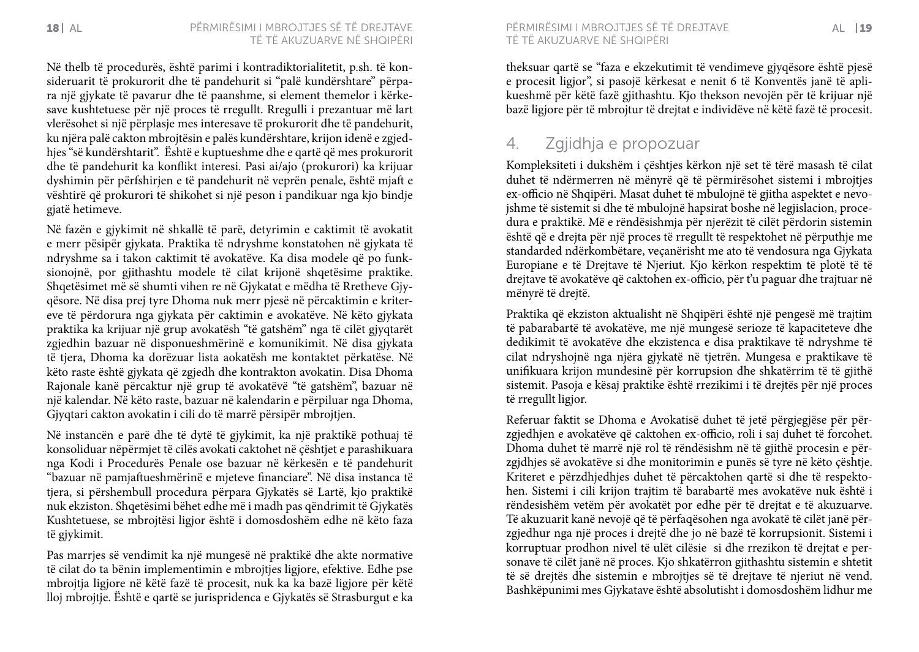Në thelb të procedurës, është parimi i kontradiktorialitetit, p.sh. të konsideruarit të prokurorit dhe të pandehurit si "palë kundërshtare" përpara një gjykate të pavarur dhe të paanshme, si element themelor i kërkesave kushtetuese për një proces të rregullt. Rregulli i prezantuar më lart vlerësohet si një përplasje mes interesave të prokurorit dhe të pandehurit, ku njëra palë cakton mbrojtësin e palës kundërshtare, krijon idenë e zgjedhjes "së kundërshtarit". Është e kuptueshme dhe e qartë që mes prokurorit dhe të pandehurit ka konflikt interesi. Pasi ai/ajo (prokurori) ka krijuar dyshimin për përfshirjen e të pandehurit në veprën penale, është mjaft e vështirë që prokurori të shikohet si një peson i pandikuar nga kjo bindje gjatë hetimeve.

Në fazën e gjykimit në shkallë të parë, detyrimin e caktimit të avokatit e merr përsipër gjykata. Praktika të ndryshme konstatohen në gjykata të ndryshme sa i takon caktimit të avokatëve. Ka disa modele që po funksionojnë, por gjithashtu modele të cilat krijonë shqetësime praktike. Shqetësimet më së shumti vihen re në Gjykatat e mëdha të Rretheve Gjyqësore. Në disa prej tyre Dhoma nuk merr pjesë në përcaktimin e kritereve të përdorura nga gjykata për caktimin e avokatëve. Në këto gjykata praktika ka krijuar një grup avokatësh "të gatshëm" nga të cilët gjyqtarët zgjedhin bazuar në disponueshmërinë e komunikimit. Në disa gjykata të tjera, Dhoma ka dorëzuar lista aokatësh me kontaktet përkatëse. Në këto raste është gjykata që zgjedh dhe kontrakton avokatin. Disa Dhoma Rajonale kanë përcaktur një grup të avokatëvë "të gatshëm", bazuar në një kalendar. Në këto raste, bazuar në kalendarin e përpiluar nga Dhoma, Gjyqtari cakton avokatin i cili do të marrë përsipër mbrojtjen.

Në instancën e parë dhe të dytë të gjykimit, ka një praktikë pothuaj të konsoliduar nëpërmjet të cilës avokati caktohet në çështjet e parashikuara nga Kodi i Procedurës Penale ose bazuar në kërkesën e të pandehurit "bazuar në pamjaftueshmërinë e mjeteve financiare". Në disa instanca të tjera, si përshembull procedura përpara Gjykatës së Lartë, kjo praktikë nuk ekziston. Shqetësimi bëhet edhe më i madh pas qëndrimit të Gjykatës Kushtetuese, se mbrojtësi ligjor është i domosdoshëm edhe në këto faza të gjykimit.

Pas marrjes së vendimit ka një mungesë në praktikë dhe akte normative të cilat do ta bënin implementimin e mbrojtjes ligjore, efektive. Edhe pse mbrojtja ligjore në këtë fazë të procesit, nuk ka ka bazë ligjore për këtë lloj mbrojtje. Është e qartë se jurispridenca e Gjykatës së Strasburgut e ka theksuar qartë se "faza e ekzekutimit të vendimeve gjyqësore është pjesë e procesit ligjor", si pasojë kërkesat e nenit 6 të Konventës janë të aplikueshmë për këtë fazë gjithashtu. Kjo thekson nevojën për të krijuar një bazë ligjore për të mbrojtur të drejtat e individëve në këtë fazë të procesit.

## 4. Zgjidhja e propozuar

Kompleksiteti i dukshëm i çështjes kërkon një set të tërë masash të cilat duhet të ndërmerren në mënyrë që të përmirësohet sistemi i mbrojtjes ex-officio në Shqipëri. Masat duhet të mbulojnë të gjitha aspektet e nevojshme të sistemit si dhe të mbulojnë hapsirat boshe në legjislacion, procedura e praktikë. Më e rëndësishmja për njerëzit të cilët përdorin sistemin është që e drejta për një proces të rregullt të respektohet në përputhje me standarded ndërkombëtare, veçanërisht me ato të vendosura nga Gjykata Europiane e të Drejtave të Njeriut. Kjo kërkon respektim të plotë të të drejtave të avokatëve që caktohen ex-officio, për t'u paguar dhe trajtuar në mënyrë të drejtë.

Praktika që ekziston aktualisht në Shqipëri është një pengesë më trajtim të pabarabartë të avokatëve, me një mungesë serioze të kapaciteteve dhe dedikimit të avokatëve dhe ekzistenca e disa praktikave të ndryshme të cilat ndryshojnë nga njëra gjykatë në tjetrën. Mungesa e praktikave të unifikuara krijon mundesinë për korrupsion dhe shkatërrim të të gjithë sistemit. Pasoja e kësaj praktike është rrezikimi i të drejtës për një proces të rregullt ligjor.

Referuar faktit se Dhoma e Avokatisë duhet të jetë përgjegjëse për përzgjedhjen e avokatëve që caktohen ex-officio, roli i saj duhet të forcohet. Dhoma duhet të marrë një rol të rëndësishm në të gjithë procesin e përzgjdhjes së avokatëve si dhe monitorimin e punës së tyre në këto çështje. Kriteret e përzdhjedhjes duhet të përcaktohen qartë si dhe të respektohen. Sistemi i cili krijon trajtim të barabartë mes avokatëve nuk është i rëndesishëm vetëm për avokatët por edhe për të drejtat e të akuzuarve. Të akuzuarit kanë nevojë që të përfaqësohen nga avokatë të cilët janë përzgjedhur nga një proces i drejtë dhe jo në bazë të korrupsionit. Sistemi i korruptuar prodhon nivel të ulët cilësie si dhe rrezikon të drejtat e personave të cilët janë në proces. Kjo shkatërron gjithashtu sistemin e shtetit të së drejtës dhe sistemin e mbrojtjes së të drejtave të njeriut në vend. Bashkëpunimi mes Gjykatave është absolutisht i domosdoshëm lidhur me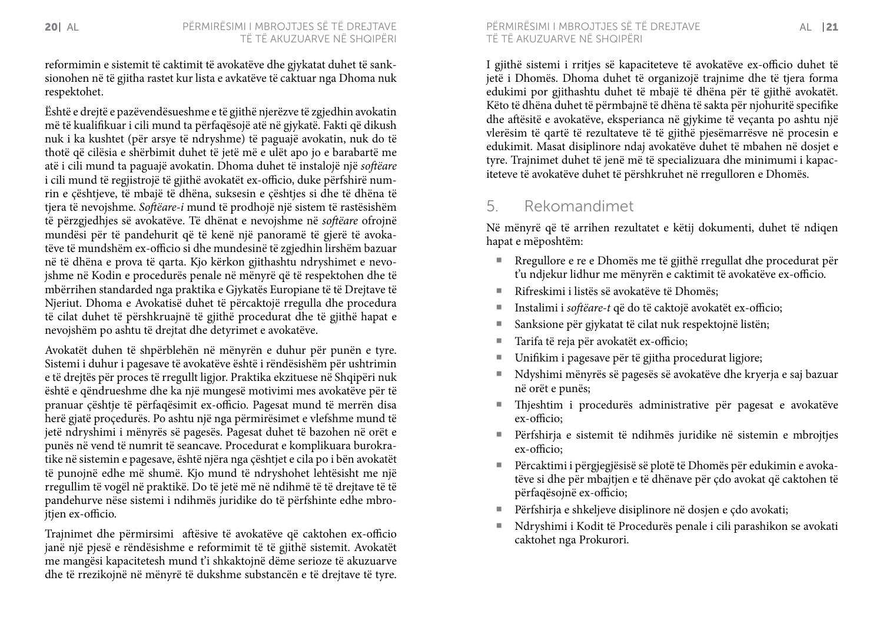reformimin e sistemit të caktimit të avokatëve dhe gjykatat duhet të sanksionohen në të gjitha rastet kur lista e avkatëve të caktuar nga Dhoma nuk respektohet.

Është e drejtë e pazëvendësueshme e të gjithë njerëzve të zgjedhin avokatin më të kualifikuar i cili mund ta përfaqësojë atë në gjykatë. Fakti që dikush nuk i ka kushtet (për arsye të ndryshme) të paguajë avokatin, nuk do të thotë që cilësia e shërbimit duhet të jetë më e ulët apo jo e barabartë me atë i cili mund ta paguajë avokatin. Dhoma duhet të instalojë një *softëare* i cili mund të regjistrojë të gjithë avokatët ex-officio, duke përfshirë numrin e çështjeve, të mbajë të dhëna, suksesin e çështjes si dhe të dhëna të tjera të nevojshme. *Softëare-i* mund të prodhojë një sistem të rastësishëm të përzgjedhjes së avokatëve. Të dhënat e nevojshme në *softëare* ofrojnë mundësi për të pandehurit që të kenë një panoramë të gjerë të avokatëve të mundshëm ex-officio si dhe mundesinë të zgjedhin lirshëm bazuar në të dhëna e prova të qarta. Kjo kërkon gjithashtu ndryshimet e nevojshme në Kodin e procedurës penale në mënyrë që të respektohen dhe të mbërrihen standarded nga praktika e Gjykatës Europiane të të Drejtave të Njeriut. Dhoma e Avokatisë duhet të përcaktojë rregulla dhe procedura të cilat duhet të përshkruajnë të gjithë procedurat dhe të gjithë hapat e nevojshëm po ashtu të drejtat dhe detyrimet e avokatëve.

Avokatët duhen të shpërblehën në mënyrën e duhur për punën e tyre. Sistemi i duhur i pagesave të avokatëve është i rëndësishëm për ushtrimin e të drejtës për proces të rregullt ligjor. Praktika ekzituese në Shqipëri nuk është e qëndrueshme dhe ka një mungesë motivimi mes avokatëve për të pranuar çështje të përfaqësimit ex-officio. Pagesat mund të merrën disa herë gjatë proçedurës. Po ashtu një nga përmirësimet e vlefshme mund të jetë ndryshimi i mënyrës së pagesës. Pagesat duhet të bazohen në orët e punës në vend të numrit të seancave. Procedurat e komplikuara burokratike në sistemin e pagesave, është njëra nga çështjet e cila po i bën avokatët të punojnë edhe më shumë. Kjo mund të ndryshohet lehtësisht me një rregullim të vogël në praktikë. Do të jetë më në ndihmë të të drejtave të të pandehurve nëse sistemi i ndihmës juridike do të përfshinte edhe mbrojtjen ex-officio.

Trajnimet dhe përmirsimi aftësive të avokatëve që caktohen ex-officio janë një pjesë e rëndësishme e reformimit të të gjithë sistemit. Avokatët me mangësi kapacitetesh mund t'i shkaktojnë dëme serioze të akuzuarve dhe të rrezikojnë në mënyrë të dukshme substancën e të drejtave të tyre.

I gjithë sistemi i rritjes së kapaciteteve të avokatëve ex-officio duhet të jetë i Dhomës. Dhoma duhet të organizojë trajnime dhe të tjera forma edukimi por gjithashtu duhet të mbajë të dhëna për të gjithë avokatët. Këto të dhëna duhet të përmbajnë të dhëna të sakta për njohuritë specifike dhe aftësitë e avokatëve, eksperianca në gjykime të veçanta po ashtu një vlerësim të qartë të rezultateve të të gjithë pjesëmarrësve në procesin e edukimit. Masat disiplinore ndaj avokatëve duhet të mbahen në dosjet e tyre. Trajnimet duhet të jenë më të specializuara dhe minimumi i kapaciteteve të avokatëve duhet të përshkruhet në rregulloren e Dhomës.

## 5. Rekomandimet

Në mënyrë që të arrihen rezultatet e këtij dokumenti, duhet të ndiqen hapat e mëposhtëm:

- Rregullore e re e Dhomës me të gjithë rregullat dhe procedurat për t'u ndjekur lidhur me mënyrën e caktimit të avokatëve ex-officio.
- Rifreskimi i listës së avokatëve të Dhomës;
- Instalimi i *softëare-t* që do të caktojë avokatët ex-officio;
- Sanksione për gjykatat të cilat nuk respektojnë listën;
- Tarifa të reja për avokatët ex-officio;
- Unifikim i pagesave për të gjitha procedurat ligjore;
- Ndyshimi mënyrës së pagesës së avokatëve dhe kryerja e saj bazuar në orët e punës;
- Thjeshtim i procedurës administrative për pagesat e avokatëve ex-officio;
- Përfshirja e sistemit të ndihmës juridike në sistemin e mbrojtjes ex-officio;
- Përcaktimi i përgjegjësisë së plotë të Dhomës për edukimin e avokatëve si dhe për mbajtjen e të dhënave për çdo avokat që caktohen të përfaqësojnë ex-officio;
- Përfshirja e shkeljeve disiplinore në dosjen e çdo avokati;
- Ndryshimi i Kodit të Procedurës penale i cili parashikon se avokati caktohet nga Prokurori.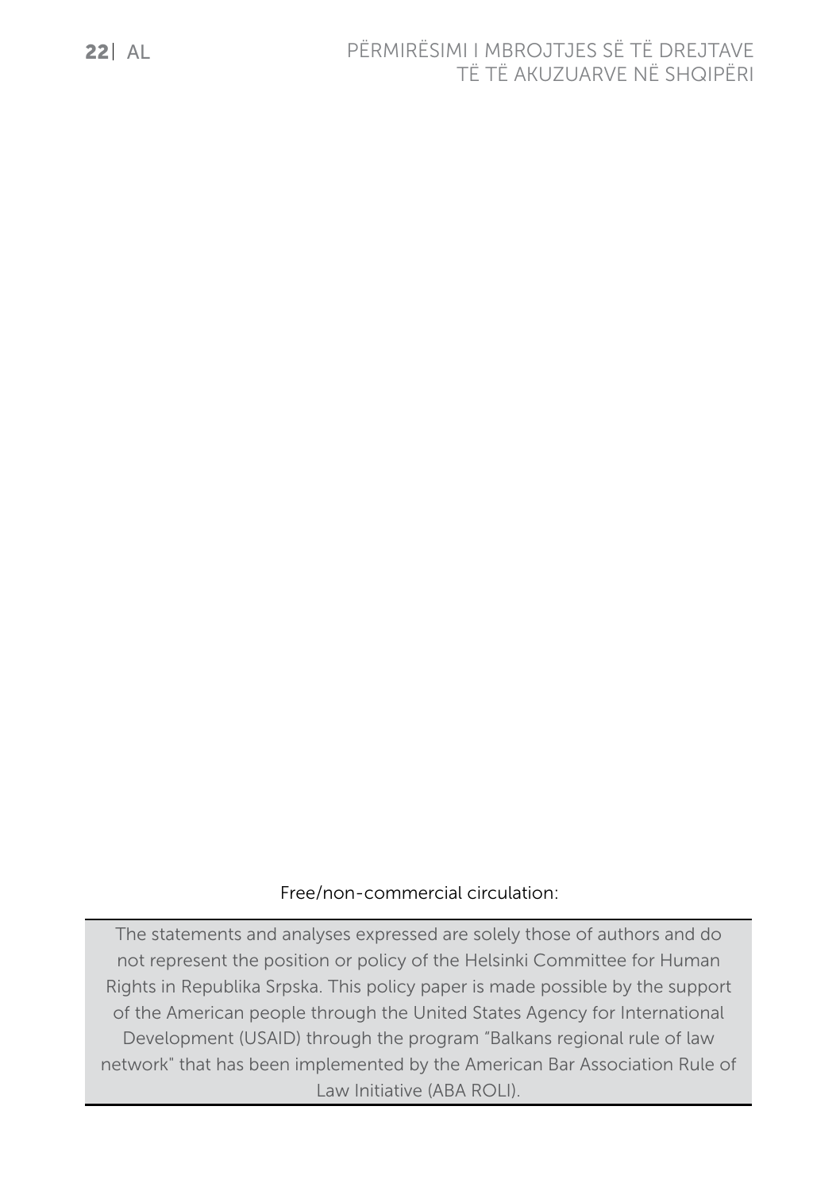Free/non-commercial circulation:

The statements and analyses expressed are solely those of authors and do not represent the position or policy of the Helsinki Committee for Human Rights in Republika Srpska. This policy paper is made possible by the support of the American people through the United States Agency for International Development (USAID) through the program "Balkans regional rule of law network" that has been implemented by the American Bar Association Rule of Law Initiative (ABA ROLI).